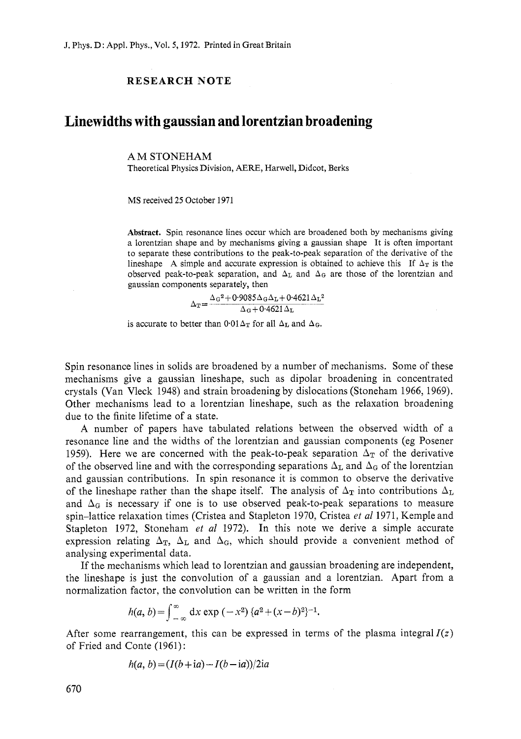RESEARCH NOTE

# Linewidths with gaussian and lorentzian broadening

A M STONEHAM

Theoretical Physics Division, AERE, Harwell, Didcot, Berks

MS received 25 October 1971

**Abstract.** Spin resonance lines occur which are broadened both by mechanisms giving a lorentzian shape and by mechanisms giving a gaussian shape It is often important to separate these contributions to the peak-to-peak separation of the derivative of the lineshape A simple and accurate expression is obtained to achieve this If $\Delta_T$ is the observed peak-to-peak separation, and $\Delta_L$ and $\Delta_G$ are those of the lorentzian and gaussian components separately, then

$$\Delta_T = \frac{\Delta_G{}^2 + 0{\cdot}9085\,\Delta_G\Delta_L + 0{\cdot}4621\,\Delta_L{}^2}{\Delta_G + 0{\cdot}4621\,\Delta_L}$$

is accurate to better than $0{\cdot}01\,\Delta_T$ for all $\Delta_L$ and $\Delta_G$.

Spin resonance lines in solids are broadened by a number of mechanisms. Some of these mechanisms give a gaussian lineshape, such as dipolar broadening in concentrated crystals (Van Vleck 1948) and strain broadening by dislocations (Stoneham 1966, 1969). Other mechanisms lead to a lorentzian lineshape, such as the relaxation broadening due to the finite lifetime of a state.

A number of papers have tabulated relations between the observed width of a resonance line and the widths of the lorentzian and gaussian components (eg Posener 1959). Here we are concerned with the peak-to-peak separation $\Delta_T$ of the derivative of the observed line and with the corresponding separations $\Delta_L$ and $\Delta_G$ of the lorentzian and gaussian contributions. In spin resonance it is common to observe the derivative of the lineshape rather than the shape itself. The analysis of $\Delta_T$ into contributions $\Delta_L$ and $\Delta_G$ is necessary if one is to use observed peak-to-peak separations to measure spin–lattice relaxation times (Cristea and Stapleton 1970, Cristea *et al* 1971, Kemple and Stapleton 1972, Stoneham *et al* 1972). In this note we derive a simple accurate expression relating $\Delta_T$, $\Delta_L$ and $\Delta_G$, which should provide a convenient method of analysing experimental data.

If the mechanisms which lead to lorentzian and gaussian broadening are independent, the lineshape is just the convolution of a gaussian and a lorentzian. Apart from a normalization factor, the convolution can be written in the form

$$h(a, b) = \int_{-\infty}^{\infty} \mathrm{d}x \exp(-x^2)\{a^2 + (x-b)^2\}^{-1}.$$

After some rearrangement, this can be expressed in terms of the plasma integral $I(z)$ of Fried and Conte (1961):

$$h(a, b) = (I(b + \mathrm{i}a) - I(b - \mathrm{i}a))/2\mathrm{i}a$$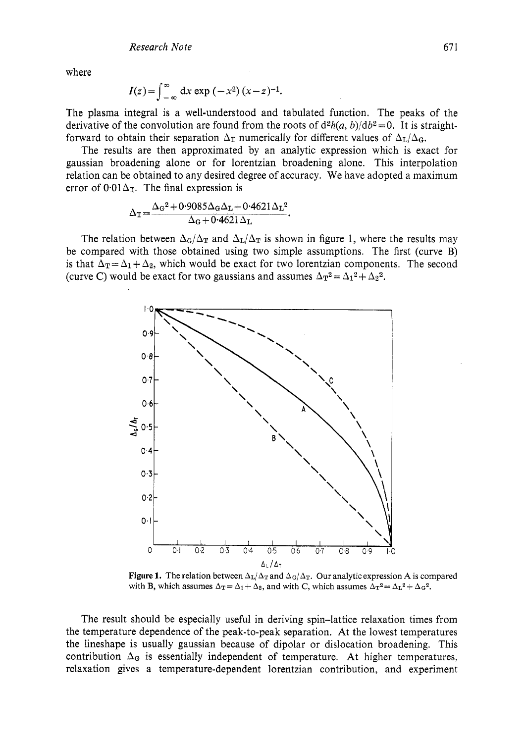where

$$I(z)=\int_{-\infty}^{\infty} dx \exp(-x^2)(x-z)^{-1}.$$

The plasma integral is a well-understood and tabulated function. The peaks of the derivative of the convolution are found from the roots of $d^2h(a, b)/db^2=0$. It is straightforward to obtain their separation $\Delta_T$ numerically for different values of $\Delta_L/\Delta_G$.

The results are then approximated by an analytic expression which is exact for gaussian broadening alone or for lorentzian broadening alone. This interpolation relation can be obtained to any desired degree of accuracy. We have adopted a maximum error of $0{\cdot}01\Delta_T$. The final expression is

$$\Delta_T=\frac{\Delta_G{}^2+0{\cdot}9085\Delta_G\Delta_L+0{\cdot}4621\Delta_L{}^2}{\Delta_G+0{\cdot}4621\Delta_L}.$$

The relation between $\Delta_G/\Delta_T$ and $\Delta_L/\Delta_T$ is shown in figure 1, where the results may be compared with those obtained using two simple assumptions. The first (curve B) is that $\Delta_T=\Delta_1+\Delta_2$, which would be exact for two lorentzian components. The second (curve C) would be exact for two gaussians and assumes $\Delta_T{}^2=\Delta_1{}^2+\Delta_2{}^2$.

**Figure 1.** The relation between $\Delta_L/\Delta_T$ and $\Delta_G/\Delta_T$. Our analytic expression A is compared with B, which assumes $\Delta_T=\Delta_1+\Delta_2$, and with C, which assumes $\Delta_T{}^2=\Delta_L{}^2+\Delta_G{}^2$.

The result should be especially useful in deriving spin–lattice relaxation times from the temperature dependence of the peak-to-peak separation. At the lowest temperatures the lineshape is usually gaussian because of dipolar or dislocation broadening. This contribution $\Delta_G$ is essentially independent of temperature. At higher temperatures, relaxation gives a temperature-dependent lorentzian contribution, and experiment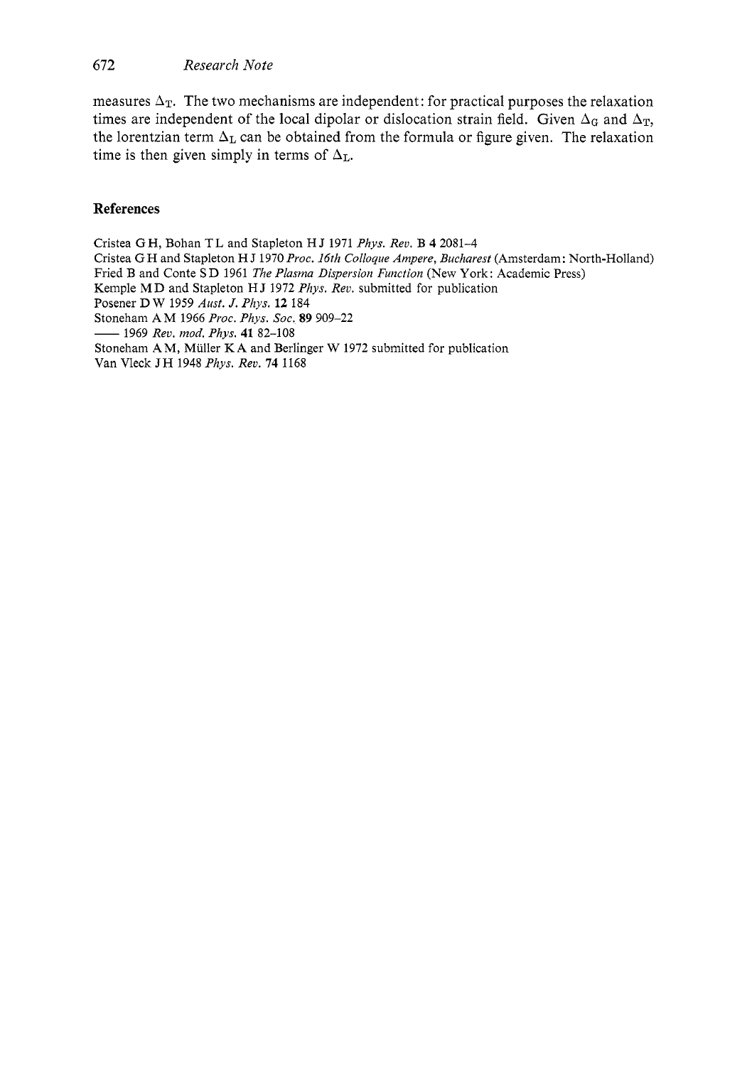measures $\Delta_T$. The two mechanisms are independent: for practical purposes the relaxation times are independent of the local dipolar or dislocation strain field. Given $\Delta_G$ and $\Delta_T$, the lorentzian term $\Delta_L$ can be obtained from the formula or figure given. The relaxation time is then given simply in terms of $\Delta_L$.

## References

Cristea G H, Bohan T L and Stapleton H J 1971 *Phys. Rev.* B **4** 2081–4

Cristea G H and Stapleton H J 1970 *Proc. 16th Colloque Ampere, Bucharest* (Amsterdam: North-Holland)

Fried B and Conte S D 1961 *The Plasma Dispersion Function* (New York: Academic Press)

Kemple M D and Stapleton H J 1972 *Phys. Rev.* submitted for publication

Posener D W 1959 *Aust. J. Phys.* **12** 184

Stoneham A M 1966 *Proc. Phys. Soc.* **89** 909–22

—— 1969 *Rev. mod. Phys.* **41** 82–108

Stoneham A M, Müller K A and Berlinger W 1972 submitted for publication

Van Vleck J H 1948 *Phys. Rev.* **74** 1168